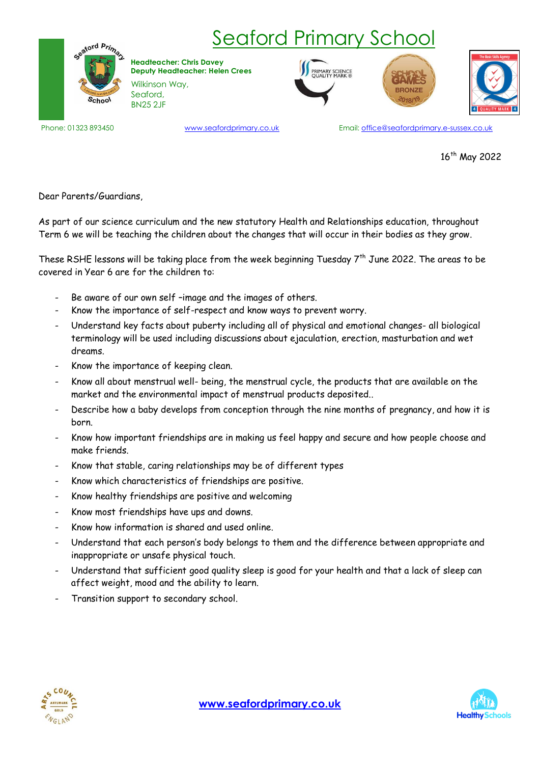# Seaford Primary School

**Headteacher: Chris Davey**
**Deputy Headteacher: Helen Crees**

Wilkinson Way,
Seaford,
BN25 2JF

Phone: 01323 893450 www.seafordprimary.co.uk Email: office@seafordprimary.e-sussex.co.uk

16th May 2022

Dear Parents/Guardians,

As part of our science curriculum and the new statutory Health and Relationships education, throughout Term 6 we will be teaching the children about the changes that will occur in their bodies as they grow.

These RSHE lessons will be taking place from the week beginning Tuesday 7th June 2022. The areas to be covered in Year 6 are for the children to:

- Be aware of our own self –image and the images of others.
- Know the importance of self-respect and know ways to prevent worry.
- Understand key facts about puberty including all of physical and emotional changes- all biological terminology will be used including discussions about ejaculation, erection, masturbation and wet dreams.
- Know the importance of keeping clean.
- Know all about menstrual well- being, the menstrual cycle, the products that are available on the market and the environmental impact of menstrual products deposited..
- Describe how a baby develops from conception through the nine months of pregnancy, and how it is born.
- Know how important friendships are in making us feel happy and secure and how people choose and make friends.
- Know that stable, caring relationships may be of different types
- Know which characteristics of friendships are positive.
- Know healthy friendships are positive and welcoming
- Know most friendships have ups and downs.
- Know how information is shared and used online.
- Understand that each person's body belongs to them and the difference between appropriate and inappropriate or unsafe physical touch.
- Understand that sufficient good quality sleep is good for your health and that a lack of sleep can affect weight, mood and the ability to learn.
- Transition support to secondary school.

**www.seafordprimary.co.uk**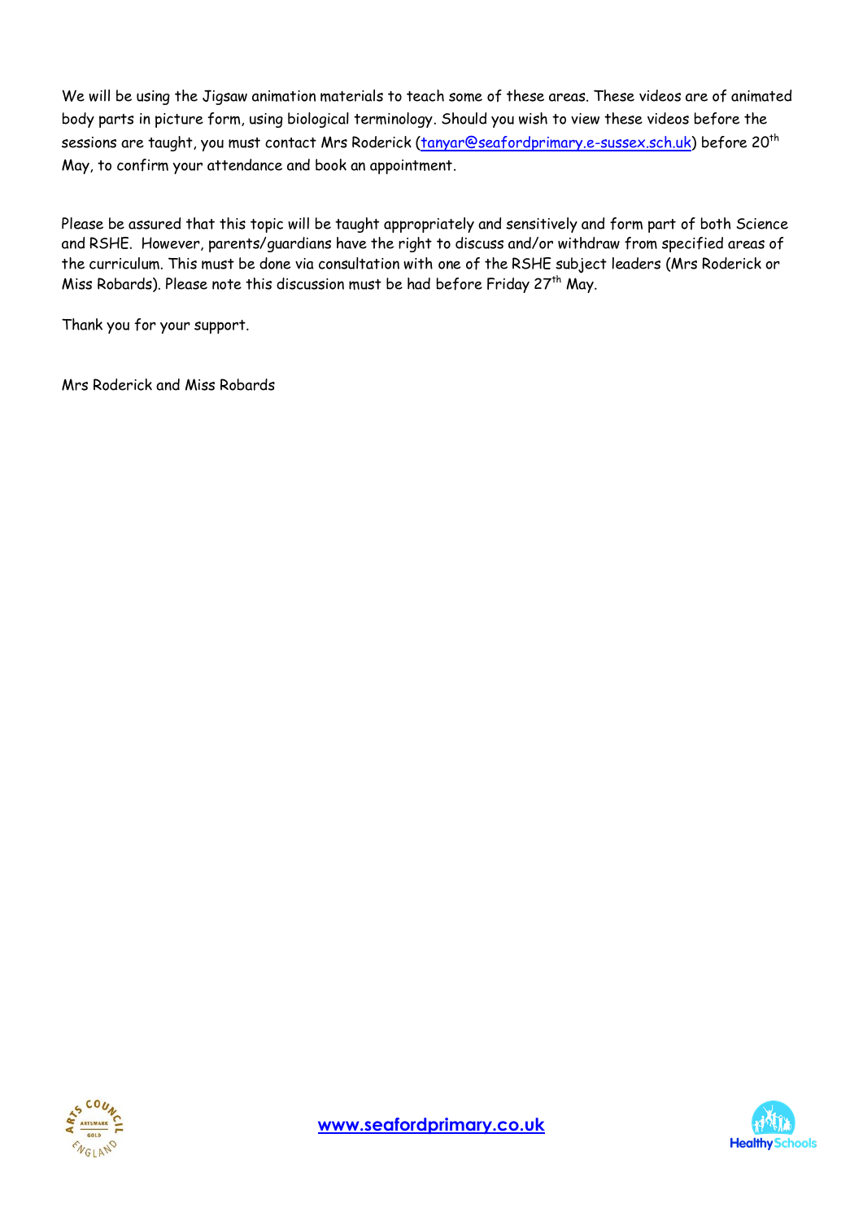We will be using the Jigsaw animation materials to teach some of these areas. These videos are of animated body parts in picture form, using biological terminology. Should you wish to view these videos before the sessions are taught, you must contact Mrs Roderick (tanyar@seafordprimary.e-sussex.sch.uk) before 20th May, to confirm your attendance and book an appointment.

Please be assured that this topic will be taught appropriately and sensitively and form part of both Science and RSHE. However, parents/guardians have the right to discuss and/or withdraw from specified areas of the curriculum. This must be done via consultation with one of the RSHE subject leaders (Mrs Roderick or Miss Robards). Please note this discussion must be had before Friday 27th May.

Thank you for your support.

Mrs Roderick and Miss Robards

**www.seafordprimary.co.uk**